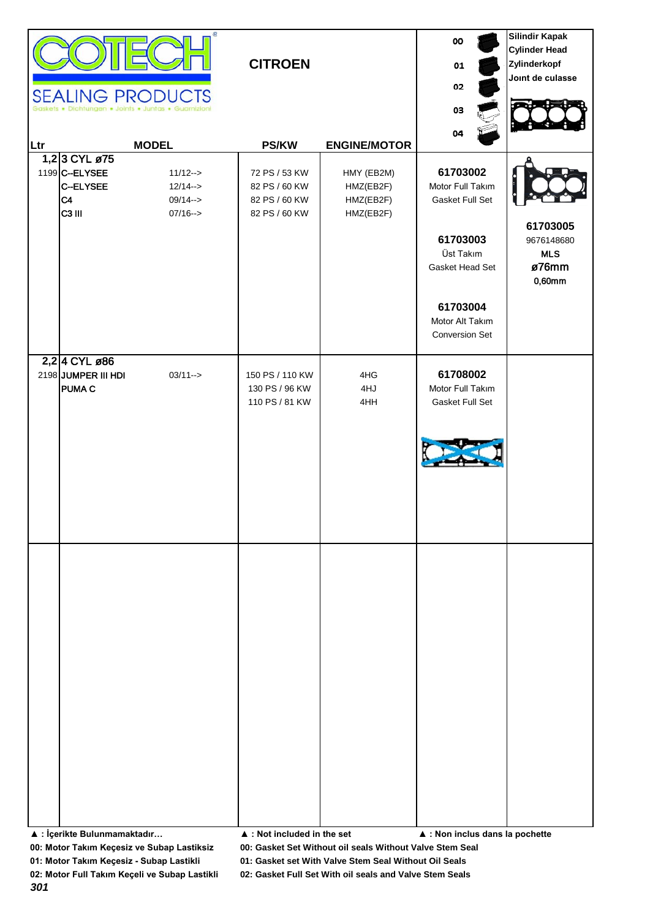**COTECH**

**SEALING PRODUCTS**

Gaskets • Dichtungen • Joints • Juntas • Guarnizioni

## CITROEN

| Ltr | MODEL | | PS/KW | ENGINE/MOTOR | 00 / 01 / 02 / 03 / 04 | Silindir Kapak<br>Cylinder Head<br>Zylinderkopf<br>Joınt de culasse |
|---|---|---|---|---|---|---|
| 1,2 | 3 CYL ø75 | | | | | |
| 1199 | C--ELYSEE | 11/12--> | 72 PS / 53 KW | HMY (EB2M) | 61703002<br>Motor Full Takım<br>Gasket Full Set | 61703005<br>9676148680<br>MLS<br>ø76mm<br>0,60mm |
| | C--ELYSEE | 12/14--> | 82 PS / 60 KW | HMZ(EB2F) | 61703003<br>Üst Takım<br>Gasket Head Set | |
| | C4 | 09/14--> | 82 PS / 60 KW | HMZ(EB2F) | 61703004<br>Motor Alt Takım<br>Conversion Set | |
| | C3 III | 07/16--> | 82 PS / 60 KW | HMZ(EB2F) | | |
| 2,2 | 4 CYL ø86 | | | | | |
| 2198 | JUMPER III HDI | 03/11--> | 150 PS / 110 KW | 4HG | 61708002<br>Motor Full Takım<br>Gasket Full Set | |
| | PUMA C | | 130 PS / 96 KW | 4HJ | | |
| | | | 110 PS / 81 KW | 4HH | | |

▲ : İçerikte Bulunmamaktadır… ▲ : Not included in the set ▲ : Non inclus dans la pochette

**00: Motor Takım Keçesiz ve Subap Lastiksiz** — **00: Gasket Set Without oil seals Without Valve Stem Seal**

**01: Motor Takım Keçesiz - Subap Lastikli** — **01: Gasket set With Valve Stem Seal Without Oil Seals**

**02: Motor Full Takım Keçeli ve Subap Lastikli** — **02: Gasket Full Set With oil seals and Valve Stem Seals**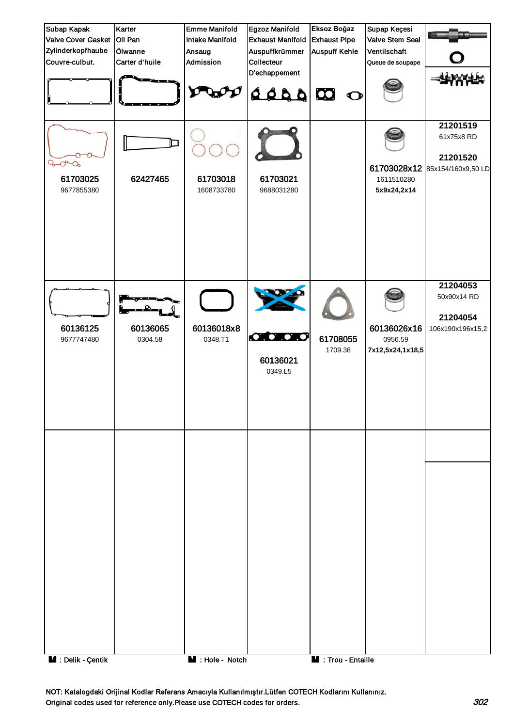| Subap Kapak Valve Cover Gasket Zylinderkopfhaube Couvre-culbut. | Karter Oil Pan Ölwanne Carter d'huile | Emme Manifold Intake Manifold Ansaug Admission | Egzoz Manifold Exhaust Manifold Auspuffkrümmer Collecteur D'echappement | Eksoz Boğaz Exhaust Pipe Auspuff Kehle | Supap Keçesi Valve Stem Seal Ventilschaft Queue de soupape | |
|---|---|---|---|---|---|---|
| **61703025** 9677855380 | **62427465** | **61703018** 1608733780 | **61703021** 9688031280 | | **61703028x12** 1611510280 **5x9x24,2x14** | **21201519** 61x75x8 RD **21201520** 85x154/160x9,50 LD |
| **60136125** 9677747480 | **60136065** 0304.58 | **60136018x8** 0348.T1 | **60136021** 0349.L5 | **61708055** 1709.38 | **60136026x16** 0956.59 **7x12,5x24,1x18,5** | **21204053** 50x90x14 RD **21204054** 106x190x196x15,2 |
| | | | | | | |

: Delik - Çentik : Hole - Notch : Trou - Entaille

NOT: Katalogdaki Orijinal Kodlar Referans Amacıyla Kullanılmıştır.Lütfen COTECH Kodlarını Kullanınız.
Original codes used for reference only.Please use COTECH codes for orders.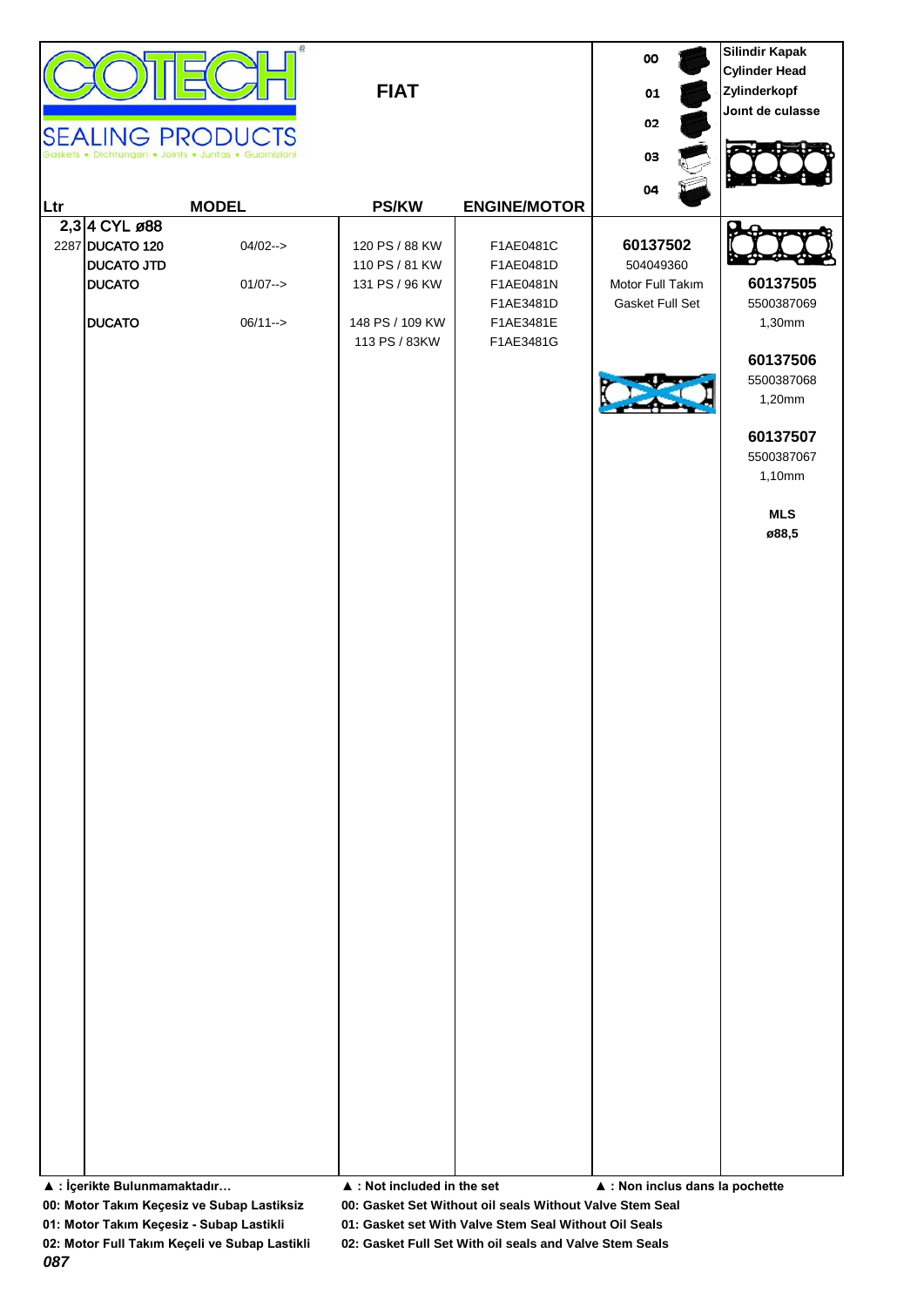**COTECH** SEALING PRODUCTS
Gaskets • Dichtungen • Joints • Juntas • Guarnizioni

## FIAT

00
01
02
03
04

**Silindir Kapak**
**Cylinder Head**
**Zylinderkopf**
**Joınt de culasse**

| Ltr | MODEL | | PS/KW | ENGINE/MOTOR | | |
|---|---|---|---|---|---|---|
| **2,3** | **4 CYL ø88** | | | | | |
| 2287 | **DUCATO 120** | 04/02--> | 120 PS / 88 KW | F1AE0481C | **60137502** | |
| | **DUCATO JTD** | | 110 PS / 81 KW | F1AE0481D | 504049360 | |
| | **DUCATO** | 01/07--> | 131 PS / 96 KW | F1AE0481N | Motor Full Takım | **60137505** |
| | | | | F1AE3481D | Gasket Full Set | 5500387069 |
| | **DUCATO** | 06/11--> | 148 PS / 109 KW | F1AE3481E | | 1,30mm |
| | | | 113 PS / 83KW | F1AE3481G | | |
| | | | | | | **60137506** |
| | | | | | | 5500387068 |
| | | | | | | 1,20mm |
| | | | | | | **60137507** |
| | | | | | | 5500387067 |
| | | | | | | 1,10mm |
| | | | | | | **MLS** |
| | | | | | | **ø88,5** |

**▲ : İçerikte Bulunmamaktadır…** **▲ : Not included in the set** **▲ : Non inclus dans la pochette**

**00: Motor Takım Keçesiz ve Subap Lastiksiz** **00: Gasket Set Without oil seals Without Valve Stem Seal**

**01: Motor Takım Keçesiz - Subap Lastikli** **01: Gasket set With Valve Stem Seal Without Oil Seals**

**02: Motor Full Takım Keçeli ve Subap Lastikli** **02: Gasket Full Set With oil seals and Valve Stem Seals**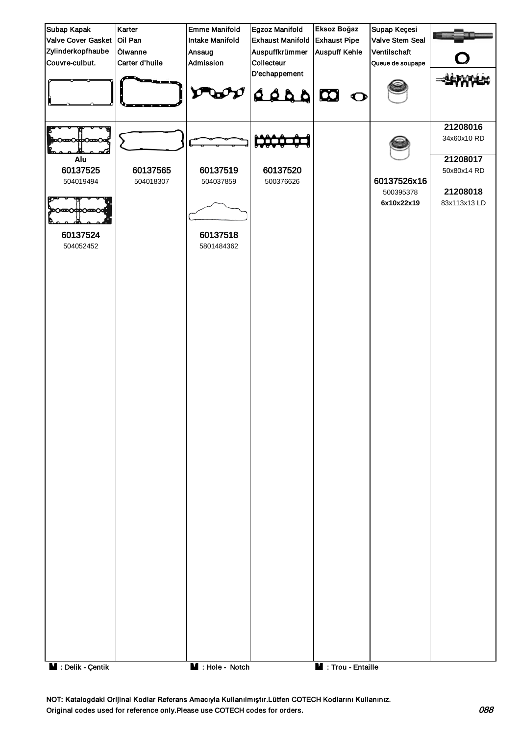| Subap Kapak<br>Valve Cover Gasket<br>Zylinderkopfhaube<br>Couvre-culbut. | Karter<br>Oil Pan<br>Ölwanne<br>Carter d'huile | Emme Manifold<br>Intake Manifold<br>Ansaug<br>Admission | Egzoz Manifold<br>Exhaust Manifold<br>Auspuffkrümmer<br>Collecteur<br>D'echappement | Eksoz Boğaz<br>Exhaust Pipe<br>Auspuff Kehle | Supap Keçesi<br>Valve Stem Seal<br>Ventilschaft<br>Queue de soupape | |
|---|---|---|---|---|---|---|
| Alu<br>**60137525**<br>504019494 | **60137565**<br>504018307 | **60137519**<br>504037859 | **60137520**<br>500376626 | | **60137526x16**<br>500395378<br>**6x10x22x19** | **21208016**<br>34x60x10 RD<br>**21208017**<br>50x80x14 RD<br>**21208018**<br>83x113x13 LD |
| **60137524**<br>504052452 | | **60137518**<br>5801484362 | | | | |

: Delik - Çentik &nbsp;&nbsp;&nbsp; : Hole - Notch &nbsp;&nbsp;&nbsp; : Trou - Entaille

NOT: Katalogdaki Orijinal Kodlar Referans Amacıyla Kullanılmıştır.Lütfen COTECH Kodlarını Kullanınız.
Original codes used for reference only.Please use COTECH codes for orders.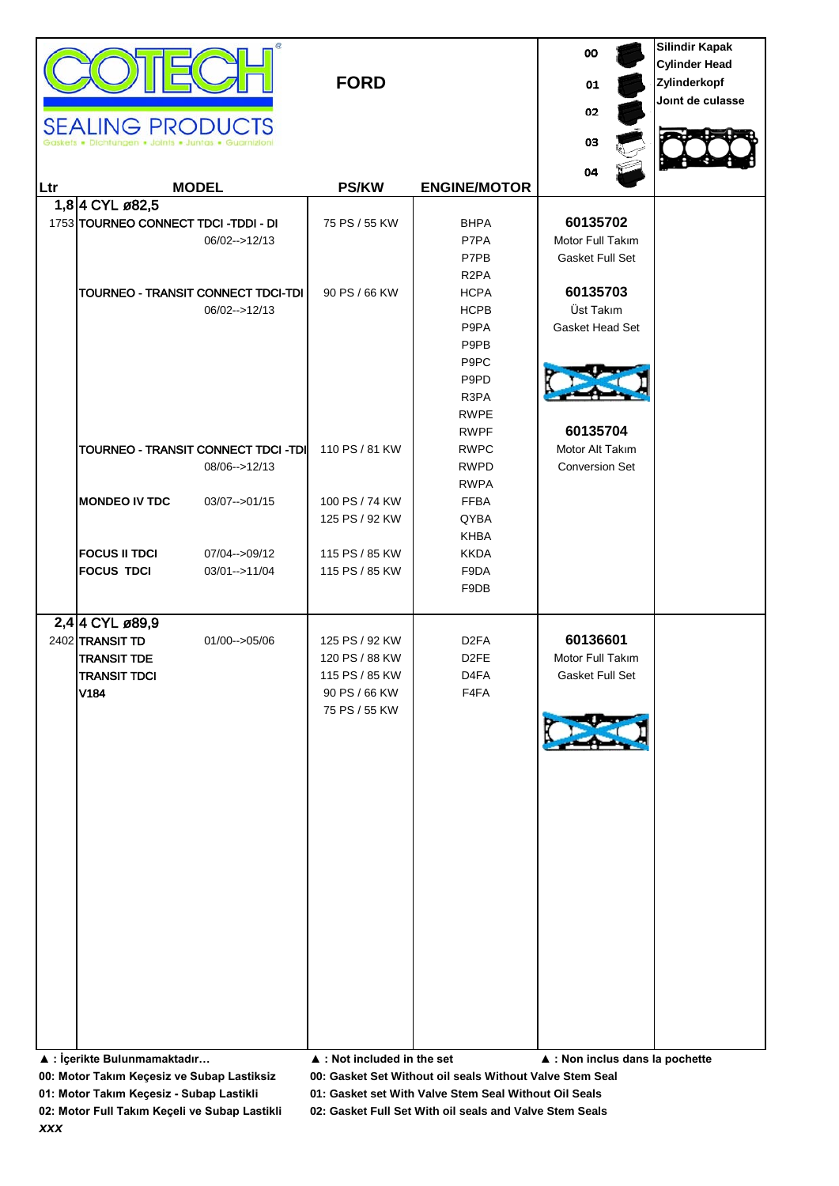COTECH® SEALING PRODUCTS
Gaskets • Dichtungen • Joints • Juntas • Guarnizioni

# FORD

00, 01, 02, 03, 04

**Silindir Kapak**
**Cylinder Head**
**Zylinderkopf**
**Joınt de culasse**

| Ltr | MODEL | | PS/KW | ENGINE/MOTOR | | |
|---|---|---|---|---|---|---|
| **1,8** | **4 CYL ø82,5** | | | | | |
| 1753 | **TOURNEO CONNECT TDCI -TDDI - DI** | | 75 PS / 55 KW | BHPA | **60135702** | |
| | | 06/02-->12/13 | | P7PA | Motor Full Takım | |
| | | | | P7PB | Gasket Full Set | |
| | | | | R2PA | | |
| | **TOURNEO - TRANSIT CONNECT TDCI-TDI** | | 90 PS / 66 KW | HCPA | **60135703** | |
| | | 06/02-->12/13 | | HCPB | Üst Takım | |
| | | | | P9PA | Gasket Head Set | |
| | | | | P9PB | | |
| | | | | P9PC | | |
| | | | | P9PD | | |
| | | | | R3PA | | |
| | | | | RWPE | | |
| | | | | RWPF | **60135704** | |
| | **TOURNEO - TRANSIT CONNECT TDCI -TDI** | | 110 PS / 81 KW | RWPC | Motor Alt Takım | |
| | | 08/06-->12/13 | | RWPD | Conversion Set | |
| | | | | RWPA | | |
| | **MONDEO IV TDC** | 03/07-->01/15 | 100 PS / 74 KW | FFBA | | |
| | | | 125 PS / 92 KW | QYBA | | |
| | | | | KHBA | | |
| | **FOCUS II TDCI** | 07/04-->09/12 | 115 PS / 85 KW | KKDA | | |
| | **FOCUS TDCI** | 03/01-->11/04 | 115 PS / 85 KW | F9DA | | |
| | | | | F9DB | | |
| **2,4** | **4 CYL ø89,9** | | | | | |
| 2402 | **TRANSIT TD** | 01/00-->05/06 | 125 PS / 92 KW | D2FA | **60136601** | |
| | **TRANSIT TDE** | | 120 PS / 88 KW | D2FE | Motor Full Takım | |
| | **TRANSIT TDCI** | | 115 PS / 85 KW | D4FA | Gasket Full Set | |
| | **V184** | | 90 PS / 66 KW | F4FA | | |
| | | | 75 PS / 55 KW | | | |

**▲ : İçerikte Bulunmamaktadır…** **▲ : Not included in the set** **▲ : Non inclus dans la pochette**

**00: Motor Takım Keçesiz ve Subap Lastiksiz** **00: Gasket Set Without oil seals Without Valve Stem Seal**
**01: Motor Takım Keçesiz - Subap Lastikli** **01: Gasket set With Valve Stem Seal Without Oil Seals**
**02: Motor Full Takım Keçeli ve Subap Lastikli** **02: Gasket Full Set With oil seals and Valve Stem Seals**
***XXX***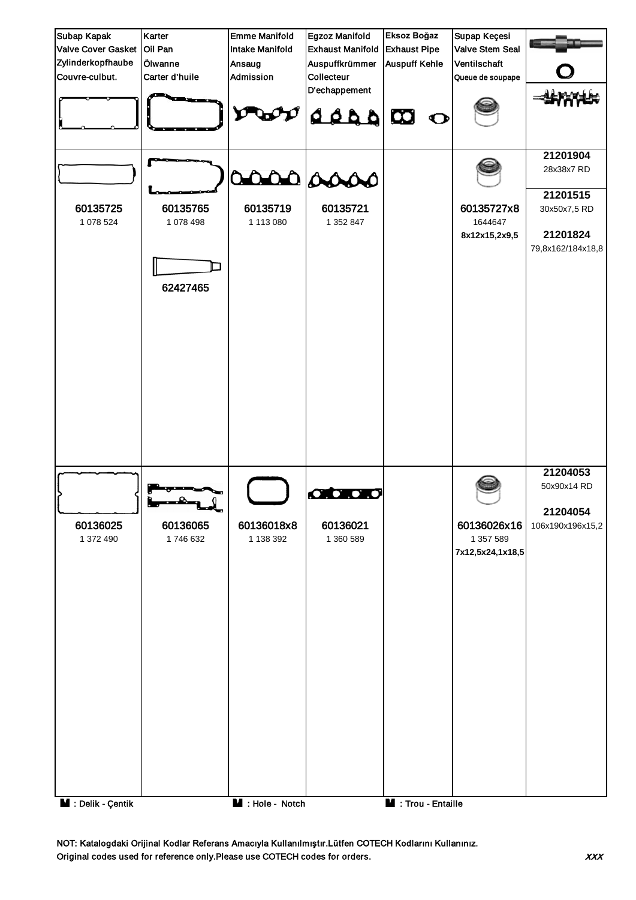| Subap Kapak<br>Valve Cover Gasket<br>Zylinderkopfhaube<br>Couvre-culbut. | Karter<br>Oil Pan<br>Ölwanne<br>Carter d'huile | Emme Manifold<br>Intake Manifold<br>Ansaug<br>Admission | Egzoz Manifold<br>Exhaust Manifold<br>Auspuffkrümmer<br>Collecteur<br>D'echappement | Eksoz Boğaz<br>Exhaust Pipe<br>Auspuff Kehle | Supap Keçesi<br>Valve Stem Seal<br>Ventilschaft<br>Queue de soupape | |
|---|---|---|---|---|---|---|
| 60135725<br>1 078 524 | 60135765<br>1 078 498<br><br>62427465 | 60135719<br>1 113 080 | 60135721<br>1 352 847 | | 60135727x8<br>1644647<br>8x12x15,2x9,5 | 21201904<br>28x38x7 RD<br><br>21201515<br>30x50x7,5 RD<br><br>21201824<br>79,8x162/184x18,8 |
| 60136025<br>1 372 490 | 60136065<br>1 746 632 | 60136018x8<br>1 138 392 | 60136021<br>1 360 589 | | 60136026x16<br>1 357 589<br>7x12,5x24,1x18,5 | 21204053<br>50x90x14 RD<br><br>21204054<br>106x190x196x15,2 |

**M** : Delik - Çentik  **M** : Hole - Notch  **M** : Trou - Entaille

NOT: Katalogdaki Orijinal Kodlar Referans Amacıyla Kullanılmıştır.Lütfen COTECH Kodlarını Kullanınız.
Original codes used for reference only.Please use COTECH codes for orders.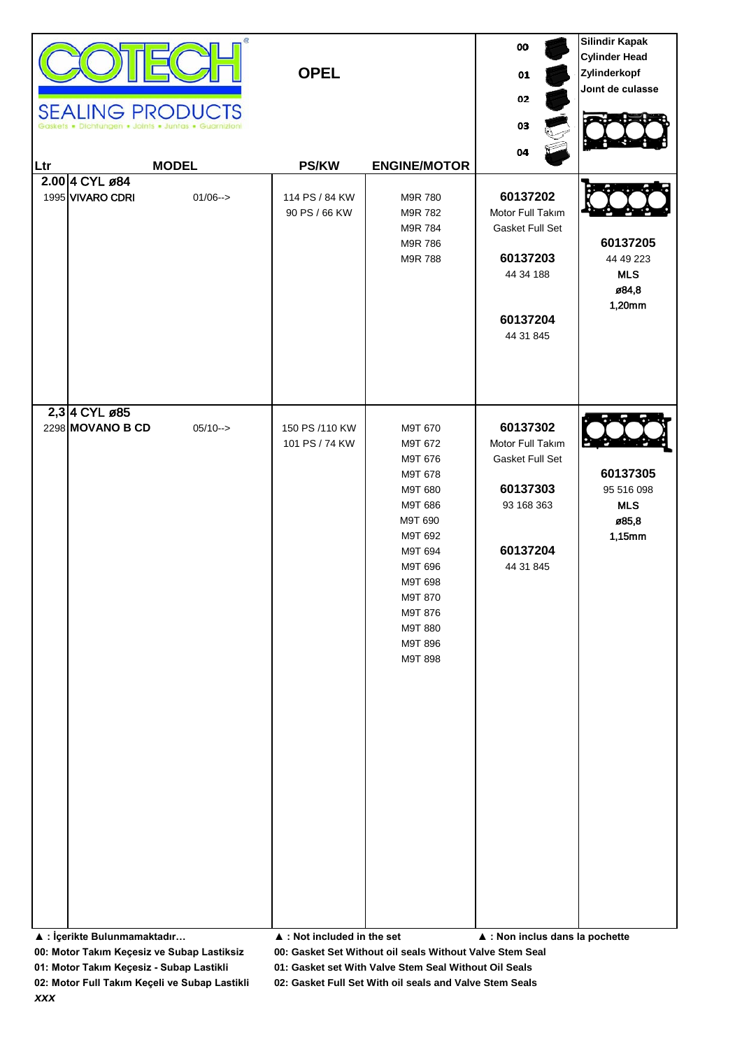**COTECH** SEALING PRODUCTS
Gaskets • Dichtungen • Joints • Juntas • Guarnizioni

**OPEL**

| | |
|---|---|
| 00 | |
| 01 | |
| 02 | |
| 03 | |
| 04 | |

**Silindir Kapak**
**Cylinder Head**
**Zylinderkopf**
**Joint de culasse**

| Ltr | MODEL | | PS/KW | ENGINE/MOTOR | | |
|---|---|---|---|---|---|---|
| **2.00** | **4 CYL ø84** | | | | | |
| 1995 | **VIVARO CDRI** | 01/06--> | 114 PS / 84 KW<br>90 PS / 66 KW | M9R 780<br>M9R 782<br>M9R 784<br>M9R 786<br>M9R 788 | **60137202**<br>Motor Full Takım<br>Gasket Full Set<br><br>**60137203**<br>44 34 188<br><br>**60137204**<br>44 31 845 | **60137205**<br>44 49 223<br>**MLS**<br>**ø84,8**<br>**1,20mm** |
| **2,3** | **4 CYL ø85** | | | | | |
| 2298 | **MOVANO B CD** | 05/10--> | 150 PS /110 KW<br>101 PS / 74 KW | M9T 670<br>M9T 672<br>M9T 676<br>M9T 678<br>M9T 680<br>M9T 686<br>M9T 690<br>M9T 692<br>M9T 694<br>M9T 696<br>M9T 698<br>M9T 870<br>M9T 876<br>M9T 880<br>M9T 896<br>M9T 898 | **60137302**<br>Motor Full Takım<br>Gasket Full Set<br><br>**60137303**<br>93 168 363<br><br>**60137204**<br>44 31 845 | **60137305**<br>95 516 098<br>**MLS**<br>**ø85,8**<br>**1,15mm** |

**▲ : İçerikte Bulunmamaktadır…** **▲ : Not included in the set** **▲ : Non inclus dans la pochette**

**00: Motor Takım Keçesiz ve Subap Lastiksiz** **00: Gasket Set Without oil seals Without Valve Stem Seal**

**01: Motor Takım Keçesiz - Subap Lastikli** **01: Gasket set With Valve Stem Seal Without Oil Seals**

**02: Motor Full Takım Keçeli ve Subap Lastikli** **02: Gasket Full Set With oil seals and Valve Stem Seals**

***xxx***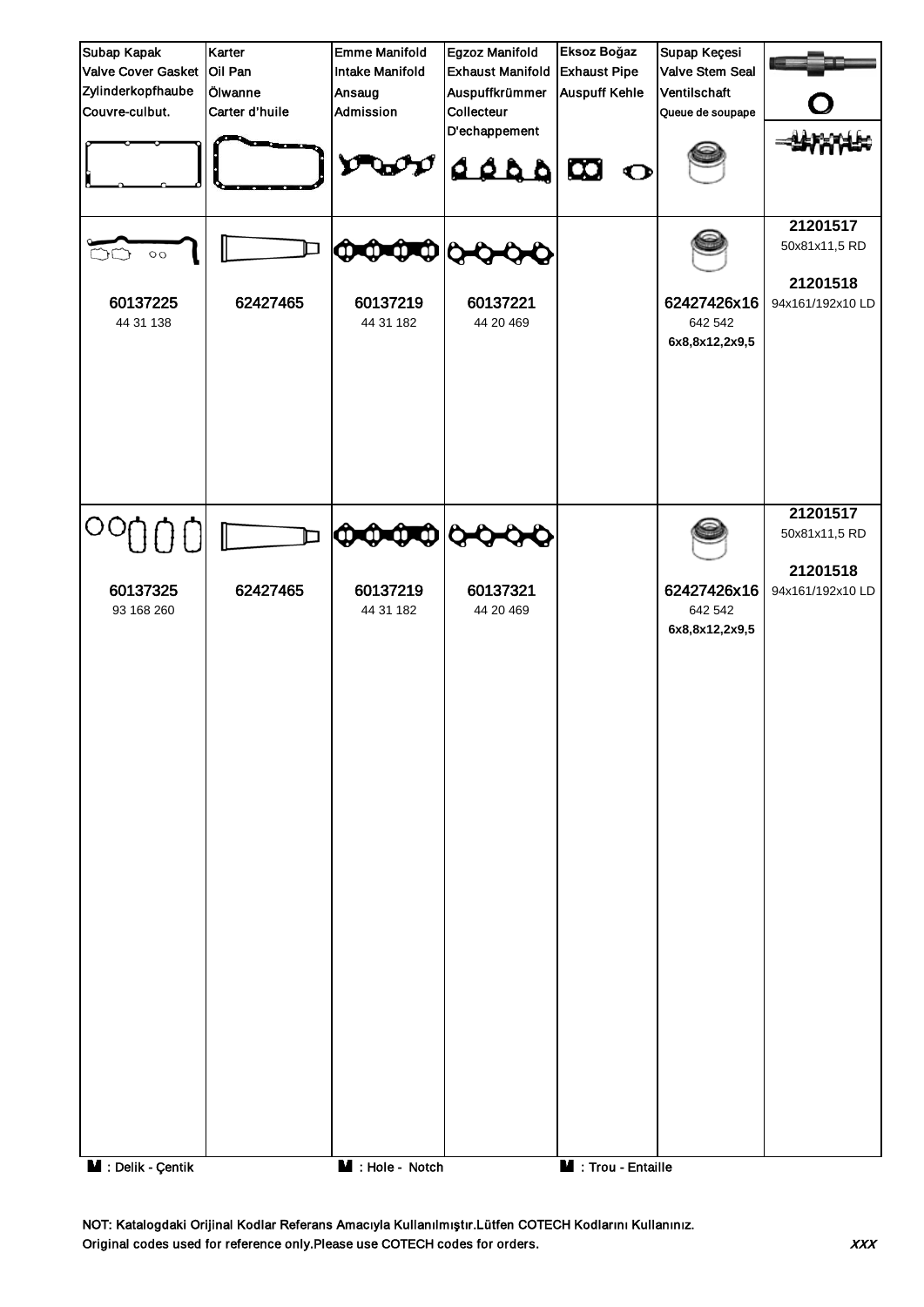| Subap Kapak<br>Valve Cover Gasket<br>Zylinderkopfhaube<br>Couvre-culbut. | Karter<br>Oil Pan<br>Ölwanne<br>Carter d'huile | Emme Manifold<br>Intake Manifold<br>Ansaug<br>Admission | Egzoz Manifold<br>Exhaust Manifold<br>Auspuffkrümmer<br>Collecteur<br>D'echappement | Eksoz Boğaz<br>Exhaust Pipe<br>Auspuff Kehle | Supap Keçesi<br>Valve Stem Seal<br>Ventilschaft<br>Queue de soupape | |
|---|---|---|---|---|---|---|
| 60137225<br>44 31 138 | 62427465 | 60137219<br>44 31 182 | 60137221<br>44 20 469 | | 62427426x16<br>642 542<br>**6x8,8x12,2x9,5** | **21201517**<br>50x81x11,5 RD<br>**21201518**<br>94x161/192x10 LD |
| 60137325<br>93 168 260 | 62427465 | 60137219<br>44 31 182 | 60137321<br>44 20 469 | | 62427426x16<br>642 542<br>**6x8,8x12,2x9,5** | **21201517**<br>50x81x11,5 RD<br>**21201518**<br>94x161/192x10 LD |

M : Delik - Çentik M : Hole - Notch M : Trou - Entaille

NOT: Katalogdaki Orijinal Kodlar Referans Amacıyla Kullanılmıştır.Lütfen COTECH Kodlarını Kullanınız.
Original codes used for reference only.Please use COTECH codes for orders.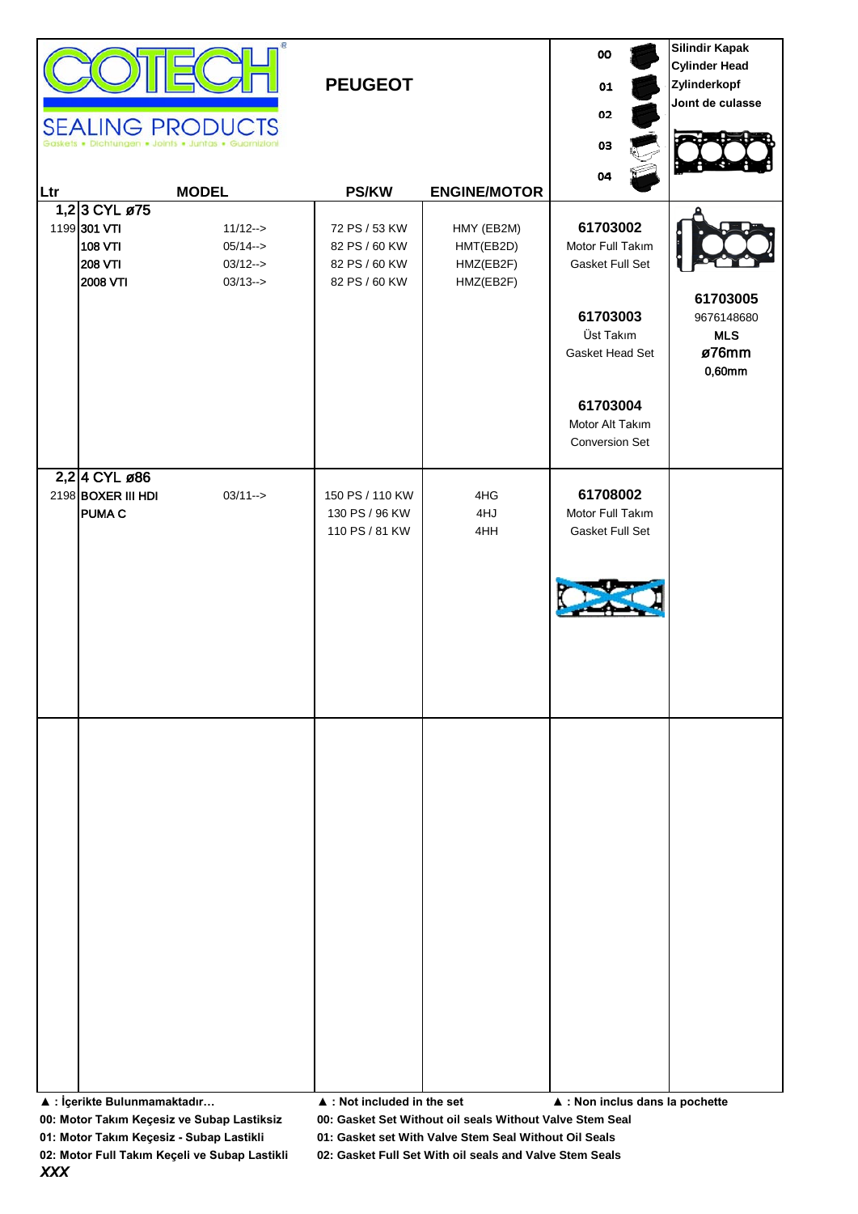# COTECH

## SEALING PRODUCTS

Gaskets • Dichtungen • Joints • Juntas • Guarnizioni

## PEUGEOT

00, 01, 02, 03, 04

**Silindir Kapak**
**Cylinder Head**
**Zylinderkopf**
**Joınt de culasse**

| Ltr | MODEL | | PS/KW | ENGINE/MOTOR | 00 01 02 03 04 | Silindir Kapak / Cylinder Head / Zylinderkopf / Joınt de culasse |
|---|---|---|---|---|---|---|
| 1,2 | 3 CYL ø75 | | | | | |
| 1199 | 301 VTI | 11/12--> | 72 PS / 53 KW | HMY (EB2M) | **61703002** Motor Full Takım Gasket Full Set | |
| | 108 VTI | 05/14--> | 82 PS / 60 KW | HMT(EB2D) | | |
| | 208 VTI | 03/12--> | 82 PS / 60 KW | HMZ(EB2F) | | **61703005** 9676148680 **MLS** **ø76mm** **0,60mm** |
| | 2008 VTI | 03/13--> | 82 PS / 60 KW | HMZ(EB2F) | **61703003** Üst Takım Gasket Head Set | |
| | | | | | **61703004** Motor Alt Takım Conversion Set | |
| 2,2 | 4 CYL ø86 | | | | | |
| 2198 | BOXER III HDI | 03/11--> | 150 PS / 110 KW | 4HG | **61708002** Motor Full Takım Gasket Full Set | |
| | PUMA C | | 130 PS / 96 KW | 4HJ | | |
| | | | 110 PS / 81 KW | 4HH | | |

**▲ : İçerikte Bulunmamaktadır…** **▲ : Not included in the set** **▲ : Non inclus dans la pochette**

**00: Motor Takım Keçesiz ve Subap Lastiksiz** **00: Gasket Set Without oil seals Without Valve Stem Seal**

**01: Motor Takım Keçesiz - Subap Lastikli** **01: Gasket set With Valve Stem Seal Without Oil Seals**

**02: Motor Full Takım Keçeli ve Subap Lastikli** **02: Gasket Full Set With oil seals and Valve Stem Seals**

***XXX***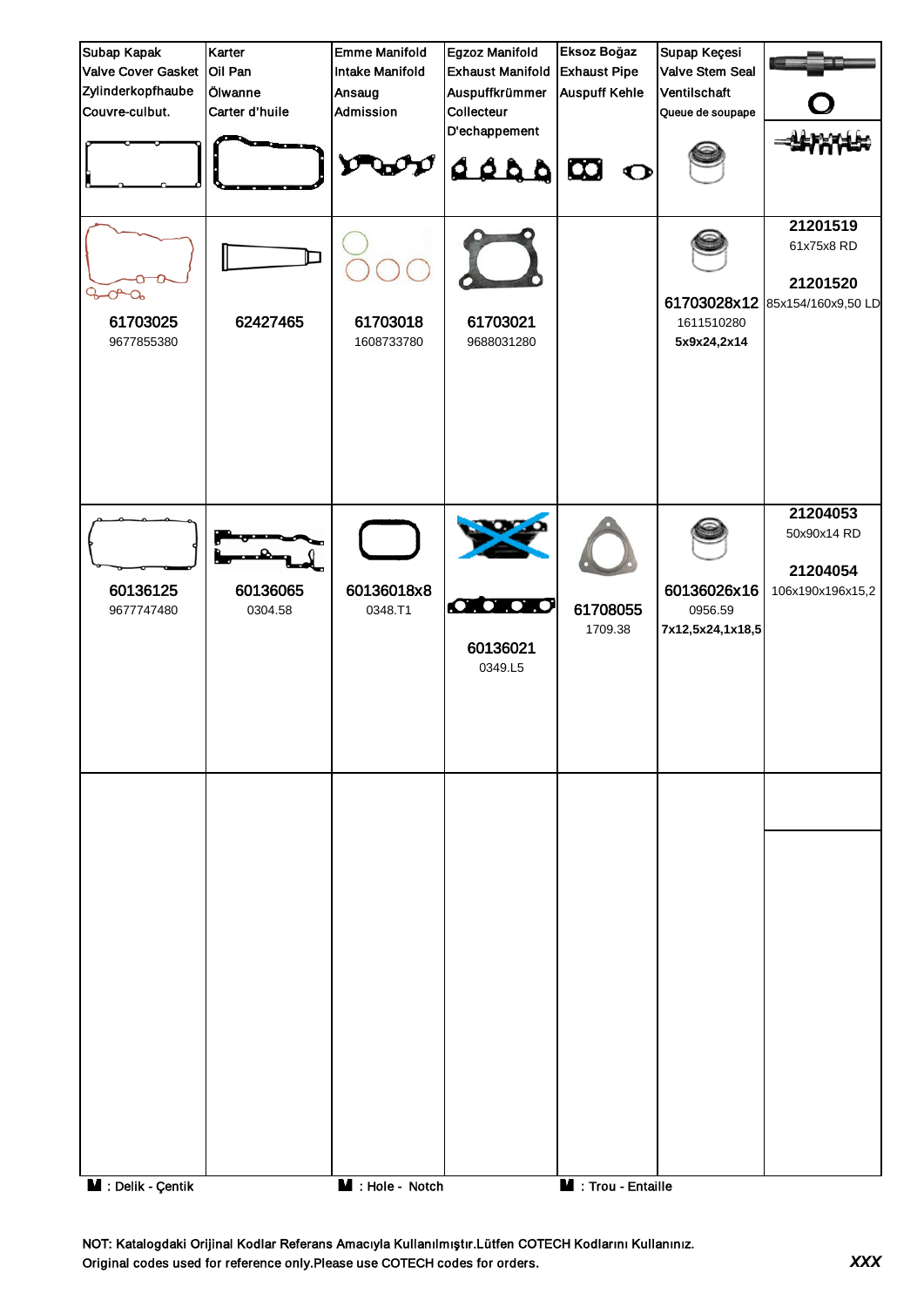| Subap Kapak<br>Valve Cover Gasket<br>Zylinderkopfhaube<br>Couvre-culbut. | Karter<br>Oil Pan<br>Ölwanne<br>Carter d'huile | Emme Manifold<br>Intake Manifold<br>Ansaug<br>Admission | Egzoz Manifold<br>Exhaust Manifold<br>Auspuffkrümmer<br>Collecteur<br>D'echappement | Eksoz Boğaz<br>Exhaust Pipe<br>Auspuff Kehle | Supap Keçesi<br>Valve Stem Seal<br>Ventilschaft<br>Queue de soupape | |
|---|---|---|---|---|---|---|
| **61703025**<br>9677855380 | **62427465** | **61703018**<br>1608733780 | **61703021**<br>9688031280 | | **61703028x12**<br>1611510280<br>**5x9x24,2x14** | **21201519**<br>61x75x8 RD<br><br>**21201520**<br>85x154/160x9,50 LD |
| **60136125**<br>9677747480 | **60136065**<br>0304.58 | **60136018x8**<br>0348.T1 | **60136021**<br>0349.L5 | **61708055**<br>1709.38 | **60136026x16**<br>0956.59<br>**7x12,5x24,1x18,5** | **21204053**<br>50x90x14 RD<br><br>**21204054**<br>106x190x196x15,2 |
| | | | | | | |

■ : Delik - Çentik    ■ : Hole - Notch    ■ : Trou - Entaille

NOT: Katalogdaki Orijinal Kodlar Referans Amacıyla Kullanılmıştır.Lütfen COTECH Kodlarını Kullanınız.
Original codes used for reference only.Please use COTECH codes for orders.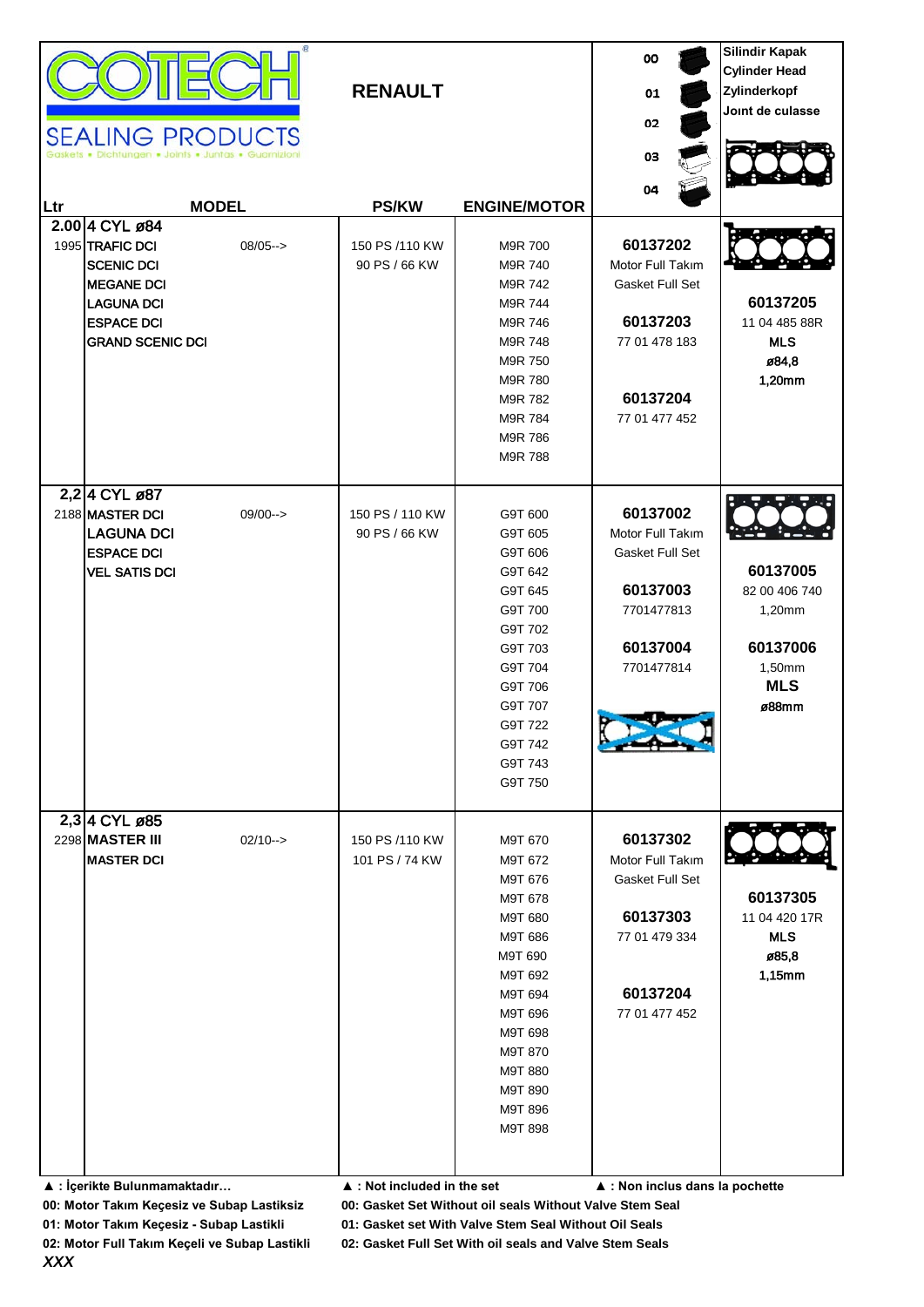COTECH SEALING PRODUCTS

Gaskets • Dichtungen • Joints • Juntas • Guarnizioni

## RENAULT

00 / 01 / 02 / 03 / 04

Silindir Kapak
Cylinder Head
Zylinderkopf
Joınt de culasse

| Ltr | MODEL | | PS/KW | ENGINE/MOTOR | | |
|---|---|---|---|---|---|---|
| 2.00 | 4 CYL ø84 | | | | | |
| 1995 | TRAFIC DCI | 08/05--> | 150 PS /110 KW | M9R 700 | 60137202 | |
| | SCENIC DCI | | 90 PS / 66 KW | M9R 740 | Motor Full Takım | |
| | MEGANE DCI | | | M9R 742 | Gasket Full Set | |
| | LAGUNA DCI | | | M9R 744 | | 60137205 |
| | ESPACE DCI | | | M9R 746 | 60137203 | 11 04 485 88R |
| | GRAND SCENIC DCI | | | M9R 748 | 77 01 478 183 | MLS |
| | | | | M9R 750 | | ø84,8 |
| | | | | M9R 780 | | 1,20mm |
| | | | | M9R 782 | 60137204 | |
| | | | | M9R 784 | 77 01 477 452 | |
| | | | | M9R 786 | | |
| | | | | M9R 788 | | |
| 2,2 | 4 CYL ø87 | | | | | |
| 2188 | MASTER DCI | 09/00--> | 150 PS / 110 KW | G9T 600 | 60137002 | |
| | LAGUNA DCI | | 90 PS / 66 KW | G9T 605 | Motor Full Takım | |
| | ESPACE DCI | | | G9T 606 | Gasket Full Set | |
| | VEL SATIS DCI | | | G9T 642 | | 60137005 |
| | | | | G9T 645 | 60137003 | 82 00 406 740 |
| | | | | G9T 700 | 7701477813 | 1,20mm |
| | | | | G9T 702 | | |
| | | | | G9T 703 | 60137004 | 60137006 |
| | | | | G9T 704 | 7701477814 | 1,50mm |
| | | | | G9T 706 | | MLS |
| | | | | G9T 707 | | ø88mm |
| | | | | G9T 722 | | |
| | | | | G9T 742 | | |
| | | | | G9T 743 | | |
| | | | | G9T 750 | | |
| 2,3 | 4 CYL ø85 | | | | | |
| 2298 | MASTER III | 02/10--> | 150 PS /110 KW | M9T 670 | 60137302 | |
| | MASTER DCI | | 101 PS / 74 KW | M9T 672 | Motor Full Takım | |
| | | | | M9T 676 | Gasket Full Set | |
| | | | | M9T 678 | | 60137305 |
| | | | | M9T 680 | 60137303 | 11 04 420 17R |
| | | | | M9T 686 | 77 01 479 334 | MLS |
| | | | | M9T 690 | | ø85,8 |
| | | | | M9T 692 | | 1,15mm |
| | | | | M9T 694 | 60137204 | |
| | | | | M9T 696 | 77 01 477 452 | |
| | | | | M9T 698 | | |
| | | | | M9T 870 | | |
| | | | | M9T 880 | | |
| | | | | M9T 890 | | |
| | | | | M9T 896 | | |
| | | | | M9T 898 | | |

▲ : İçerikte Bulunmamaktadır… ▲ : Not included in the set ▲ : Non inclus dans la pochette

**00: Motor Takım Keçesiz ve Subap Lastiksiz** 00: Gasket Set Without oil seals Without Valve Stem Seal

**01: Motor Takım Keçesiz - Subap Lastikli** 01: Gasket set With Valve Stem Seal Without Oil Seals

**02: Motor Full Takım Keçeli ve Subap Lastikli** 02: Gasket Full Set With oil seals and Valve Stem Seals

***XXX***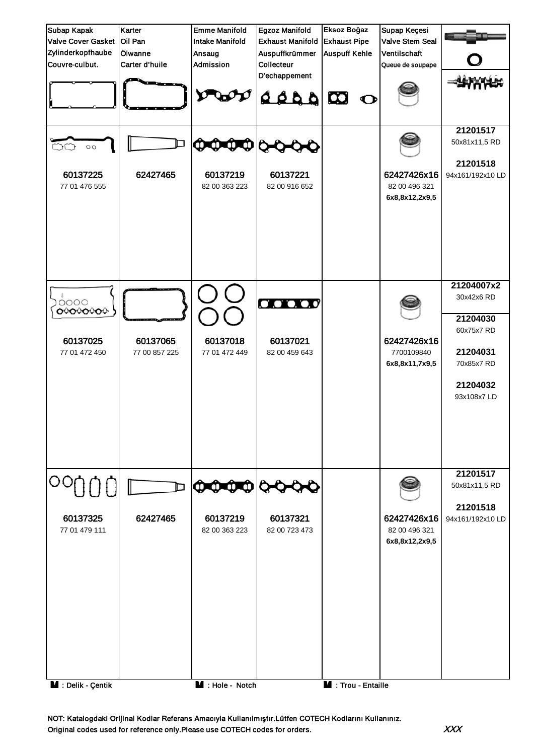| Subap Kapak<br>Valve Cover Gasket<br>Zylinderkopfhaube<br>Couvre-culbut. | Karter<br>Oil Pan<br>Ölwanne<br>Carter d'huile | Emme Manifold<br>Intake Manifold<br>Ansaug<br>Admission | Egzoz Manifold<br>Exhaust Manifold<br>Auspuffkrümmer<br>Collecteur<br>D'echappement | Eksoz Boğaz<br>Exhaust Pipe<br>Auspuff Kehle | Supap Keçesi<br>Valve Stem Seal<br>Ventilschaft<br>Queue de soupape | |
|---|---|---|---|---|---|---|
| 60137225<br>77 01 476 555 | 62427465 | 60137219<br>82 00 363 223 | 60137221<br>82 00 916 652 | | 62427426x16<br>82 00 496 321<br>6x8,8x12,2x9,5 | 21201517<br>50x81x11,5 RD<br>21201518<br>94x161/192x10 LD |
| 60137025<br>77 01 472 450 | 60137065<br>77 00 857 225 | 60137018<br>77 01 472 449 | 60137021<br>82 00 459 643 | | 62427426x16<br>7700109840<br>6x8,8x11,7x9,5 | 21204007x2<br>30x42x6 RD<br>21204030<br>60x75x7 RD<br>21204031<br>70x85x7 RD<br>21204032<br>93x108x7 LD |
| 60137325<br>77 01 479 111 | 62427465 | 60137219<br>82 00 363 223 | 60137321<br>82 00 723 473 | | 62427426x16<br>82 00 496 321<br>6x8,8x12,2x9,5 | 21201517<br>50x81x11,5 RD<br>21201518<br>94x161/192x10 LD |

: Delik - Çentik    : Hole - Notch    : Trou - Entaille

NOT: Katalogdaki Orijinal Kodlar Referans Amacıyla Kullanılmıştır.Lütfen COTECH Kodlarını Kullanınız.
Original codes used for reference only.Please use COTECH codes for orders.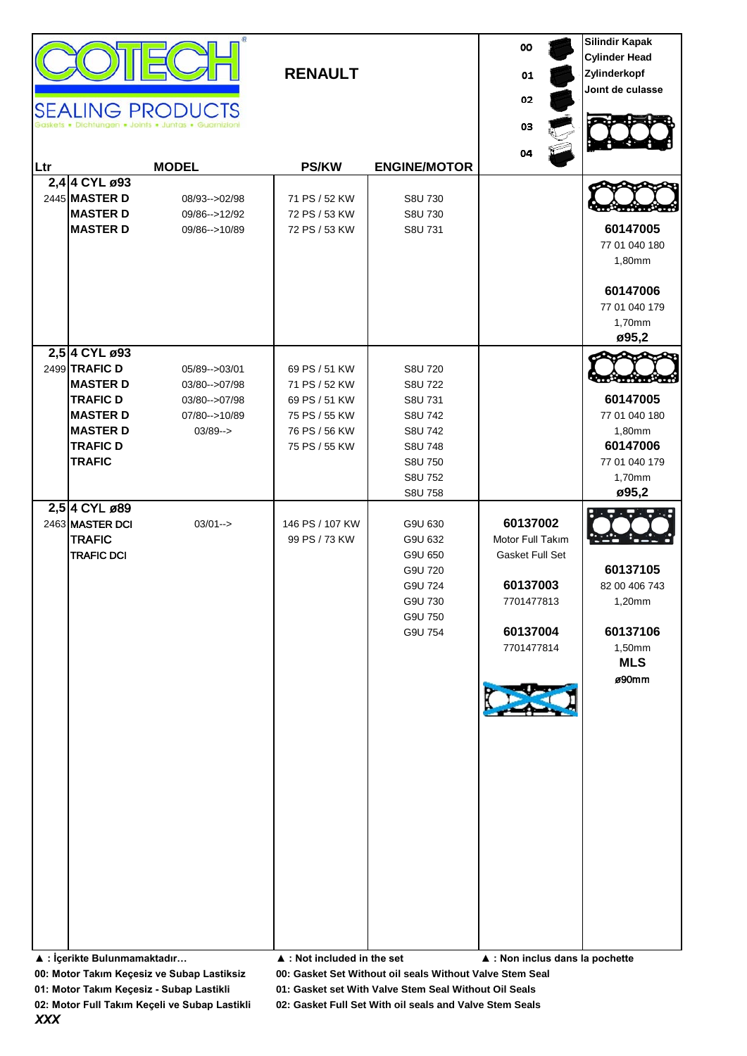# COTECH SEALING PRODUCTS

Gaskets • Dichtungen • Joints • Juntas • Guarnizioni

## RENAULT

| Ltr | MODEL | | PS/KW | ENGINE/MOTOR | 00 / 01 / 02 / 03 / 04 | Silindir Kapak / Cylinder Head / Zylinderkopf / Joınt de culasse |
|---|---|---|---|---|---|---|
| 2,4 | **4 CYL ø93** | | | | | |
| 2445 | **MASTER D** | 08/93-->02/98 | 71 PS / 52 KW | S8U 730 | | |
| | **MASTER D** | 09/86-->12/92 | 72 PS / 53 KW | S8U 730 | | |
| | **MASTER D** | 09/86-->10/89 | 72 PS / 53 KW | S8U 731 | | **60147005** 77 01 040 180 1,80mm |
| | | | | | | **60147006** 77 01 040 179 1,70mm **ø95,2** |
| 2,5 | **4 CYL ø93** | | | | | |
| 2499 | **TRAFIC D** | 05/89-->03/01 | 69 PS / 51 KW | S8U 720 | | |
| | **MASTER D** | 03/80-->07/98 | 71 PS / 52 KW | S8U 722 | | |
| | **TRAFIC D** | 03/80-->07/98 | 69 PS / 51 KW | S8U 731 | | **60147005** |
| | **MASTER D** | 07/80-->10/89 | 75 PS / 55 KW | S8U 742 | | 77 01 040 180 |
| | **MASTER D** | 03/89--> | 76 PS / 56 KW | S8U 742 | | 1,80mm |
| | **TRAFIC D** | | 75 PS / 55 KW | S8U 748 | | **60147006** |
| | **TRAFIC** | | | S8U 750 | | 77 01 040 179 |
| | | | | S8U 752 | | 1,70mm |
| | | | | S8U 758 | | **ø95,2** |
| 2,5 | **4 CYL ø89** | | | | | |
| 2463 | **MASTER DCI** | 03/01--> | 146 PS / 107 KW | G9U 630 | **60137002** | |
| | **TRAFIC** | | 99 PS / 73 KW | G9U 632 | Motor Full Takım | |
| | **TRAFIC DCI** | | | G9U 650 | Gasket Full Set | |
| | | | | G9U 720 | | **60137105** |
| | | | | G9U 724 | **60137003** | 82 00 406 743 |
| | | | | G9U 730 | 7701477813 | 1,20mm |
| | | | | G9U 750 | | |
| | | | | G9U 754 | **60137004** | **60137106** |
| | | | | | 7701477814 | 1,50mm |
| | | | | | | **MLS** |
| | | | | | | **ø90mm** |

**▲ : İçerikte Bulunmamaktadır…** **▲ : Not included in the set** **▲ : Non inclus dans la pochette**

**00: Motor Takım Keçesiz ve Subap Lastiksiz** **00: Gasket Set Without oil seals Without Valve Stem Seal**

**01: Motor Takım Keçesiz - Subap Lastikli** **01: Gasket set With Valve Stem Seal Without Oil Seals**

**02: Motor Full Takım Keçeli ve Subap Lastikli** **02: Gasket Full Set With oil seals and Valve Stem Seals**

***XXX***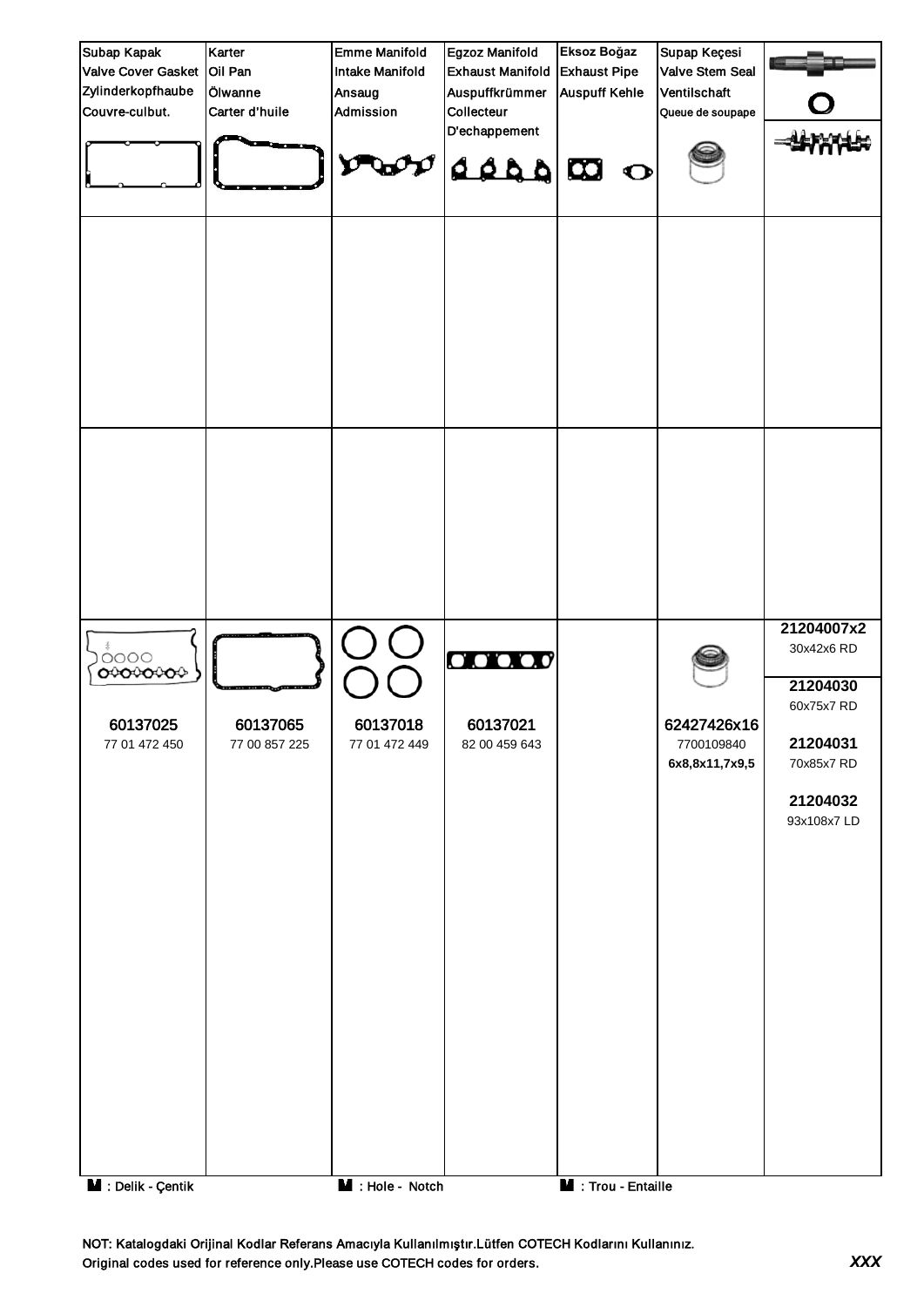| Subap Kapak<br>Valve Cover Gasket<br>Zylinderkopfhaube<br>Couvre-culbut. | Karter<br>Oil Pan<br>Ölwanne<br>Carter d'huile | Emme Manifold<br>Intake Manifold<br>Ansaug<br>Admission | Egzoz Manifold<br>Exhaust Manifold<br>Auspuffkrümmer<br>Collecteur<br>D'echappement | Eksoz Boğaz<br>Exhaust Pipe<br>Auspuff Kehle | Supap Keçesi<br>Valve Stem Seal<br>Ventilschaft<br>Queue de soupape | |
|---|---|---|---|---|---|---|
| | | | | | | |
| | | | | | | |
| **60137025**<br>77 01 472 450 | **60137065**<br>77 00 857 225 | **60137018**<br>77 01 472 449 | **60137021**<br>82 00 459 643 | | **62427426x16**<br>7700109840<br>**6x8,8x11,7x9,5** | **21204007x2**<br>30x42x6 RD<br>**21204030**<br>60x75x7 RD<br>**21204031**<br>70x85x7 RD<br>**21204032**<br>93x108x7 LD |

**M** : Delik - Çentik **M** : Hole - Notch **M** : Trou - Entaille

NOT: Katalogdaki Orijinal Kodlar Referans Amacıyla Kullanılmıştır.Lütfen COTECH Kodlarını Kullanınız.
Original codes used for reference only.Please use COTECH codes for orders.